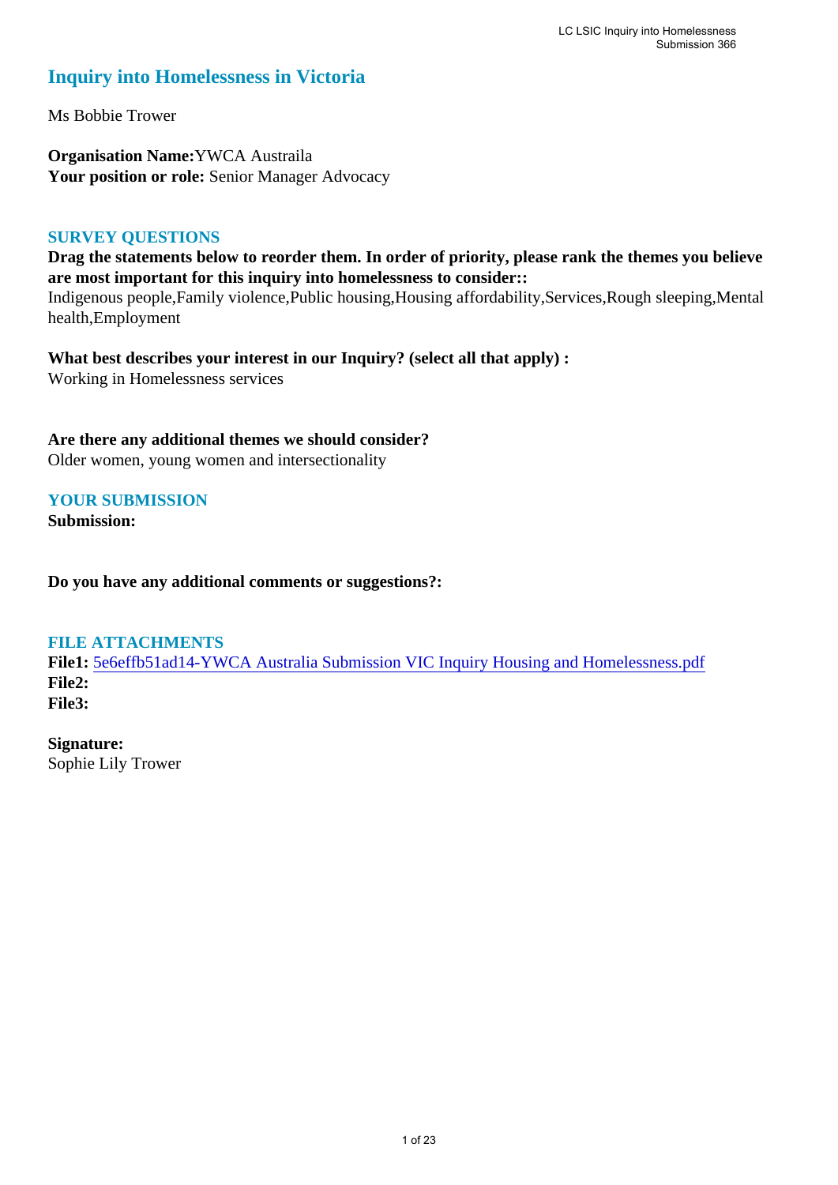# Inquiry into Homelessness in Victoria

Ms Bobbie Trower

**Organisation Name:** YWCA Austraila
**Your position or role:** Senior Manager Advocacy

## SURVEY QUESTIONS

**Drag the statements below to reorder them. In order of priority, please rank the themes you believe are most important for this inquiry into homelessness to consider::**
Indigenous people,Family violence,Public housing,Housing affordability,Services,Rough sleeping,Mental health,Employment

**What best describes your interest in our Inquiry? (select all that apply) :**
Working in Homelessness services

**Are there any additional themes we should consider?**
Older women, young women and intersectionality

## YOUR SUBMISSION

**Submission:**

**Do you have any additional comments or suggestions?:**

## FILE ATTACHMENTS

**File1:** 5e6effb51ad14-YWCA Australia Submission VIC Inquiry Housing and Homelessness.pdf
**File2:**
**File3:**

**Signature:**
Sophie Lily Trower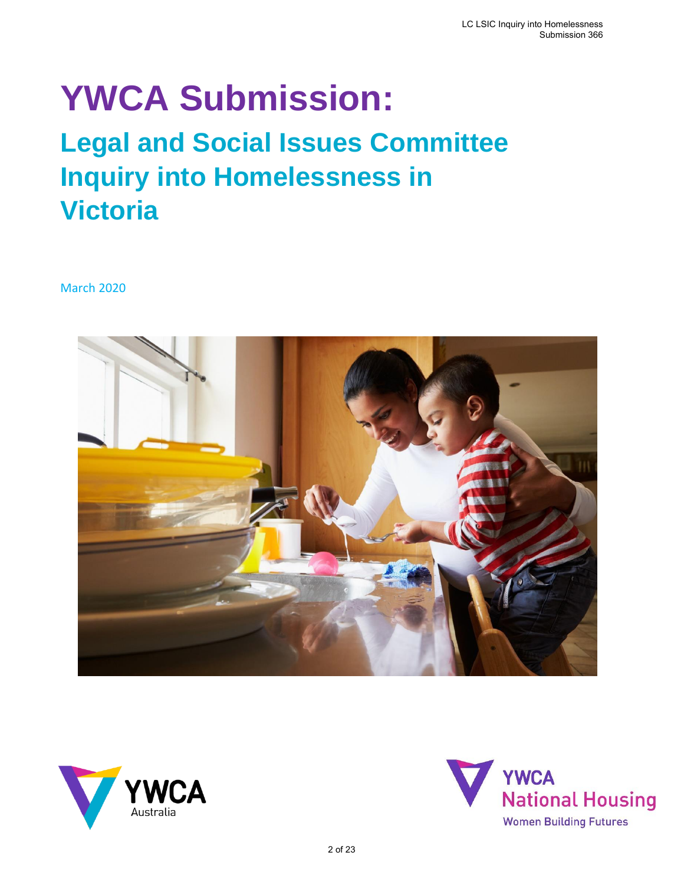# YWCA Submission:

## Legal and Social Issues Committee Inquiry into Homelessness in Victoria

March 2020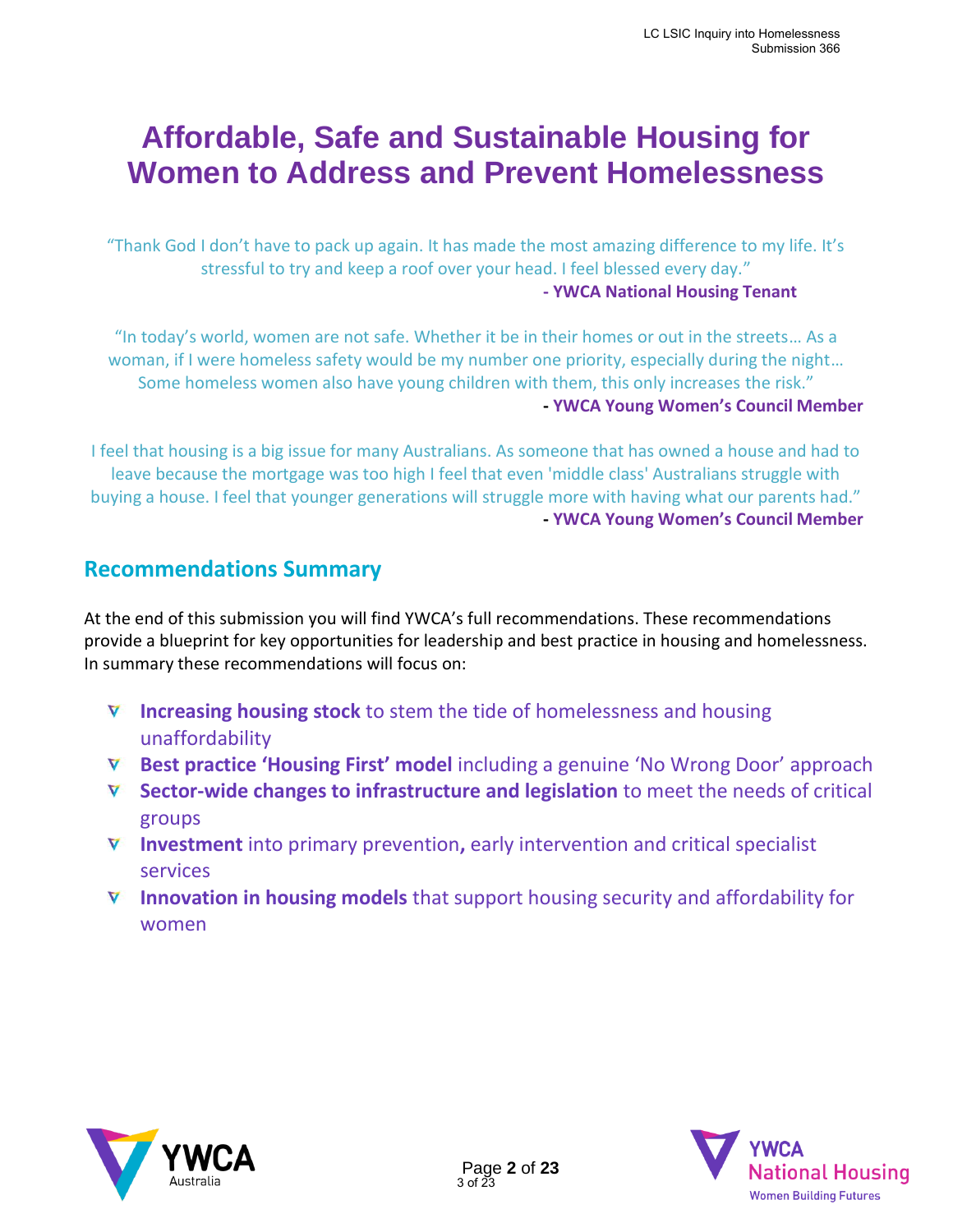# Affordable, Safe and Sustainable Housing for Women to Address and Prevent Homelessness

"Thank God I don't have to pack up again. It has made the most amazing difference to my life. It's stressful to try and keep a roof over your head. I feel blessed every day."

**- YWCA National Housing Tenant**

"In today's world, women are not safe. Whether it be in their homes or out in the streets… As a woman, if I were homeless safety would be my number one priority, especially during the night… Some homeless women also have young children with them, this only increases the risk."

**- YWCA Young Women's Council Member**

I feel that housing is a big issue for many Australians. As someone that has owned a house and had to leave because the mortgage was too high I feel that even 'middle class' Australians struggle with buying a house. I feel that younger generations will struggle more with having what our parents had."

**- YWCA Young Women's Council Member**

## Recommendations Summary

At the end of this submission you will find YWCA's full recommendations. These recommendations provide a blueprint for key opportunities for leadership and best practice in housing and homelessness. In summary these recommendations will focus on:

- **Increasing housing stock** to stem the tide of homelessness and housing unaffordability
- **Best practice 'Housing First' model** including a genuine 'No Wrong Door' approach
- **Sector-wide changes to infrastructure and legislation** to meet the needs of critical groups
- **Investment** into primary prevention**,** early intervention and critical specialist services
- **Innovation in housing models** that support housing security and affordability for women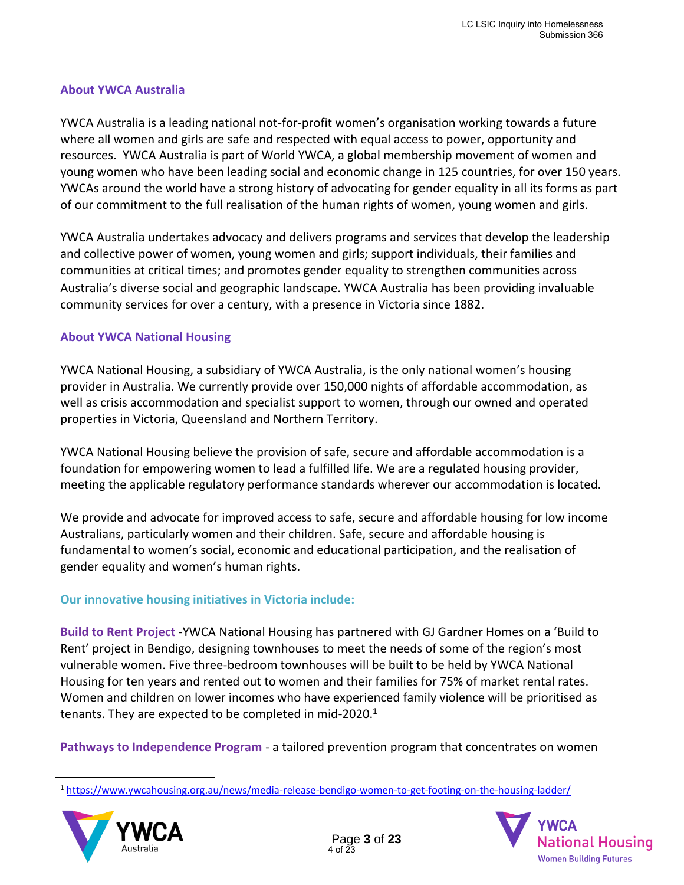## About YWCA Australia

YWCA Australia is a leading national not-for-profit women's organisation working towards a future where all women and girls are safe and respected with equal access to power, opportunity and resources. YWCA Australia is part of World YWCA, a global membership movement of women and young women who have been leading social and economic change in 125 countries, for over 150 years. YWCAs around the world have a strong history of advocating for gender equality in all its forms as part of our commitment to the full realisation of the human rights of women, young women and girls.

YWCA Australia undertakes advocacy and delivers programs and services that develop the leadership and collective power of women, young women and girls; support individuals, their families and communities at critical times; and promotes gender equality to strengthen communities across Australia's diverse social and geographic landscape. YWCA Australia has been providing invaluable community services for over a century, with a presence in Victoria since 1882.

## About YWCA National Housing

YWCA National Housing, a subsidiary of YWCA Australia, is the only national women's housing provider in Australia. We currently provide over 150,000 nights of affordable accommodation, as well as crisis accommodation and specialist support to women, through our owned and operated properties in Victoria, Queensland and Northern Territory.

YWCA National Housing believe the provision of safe, secure and affordable accommodation is a foundation for empowering women to lead a fulfilled life. We are a regulated housing provider, meeting the applicable regulatory performance standards wherever our accommodation is located.

We provide and advocate for improved access to safe, secure and affordable housing for low income Australians, particularly women and their children. Safe, secure and affordable housing is fundamental to women's social, economic and educational participation, and the realisation of gender equality and women's human rights.

### Our innovative housing initiatives in Victoria include:

**Build to Rent Project** -YWCA National Housing has partnered with GJ Gardner Homes on a 'Build to Rent' project in Bendigo, designing townhouses to meet the needs of some of the region's most vulnerable women. Five three-bedroom townhouses will be built to be held by YWCA National Housing for ten years and rented out to women and their families for 75% of market rental rates. Women and children on lower incomes who have experienced family violence will be prioritised as tenants. They are expected to be completed in mid-2020.[1]

**Pathways to Independence Program** - a tailored prevention program that concentrates on women

---

[1] https://www.ywcahousing.org.au/news/media-release-bendigo-women-to-get-footing-on-the-housing-ladder/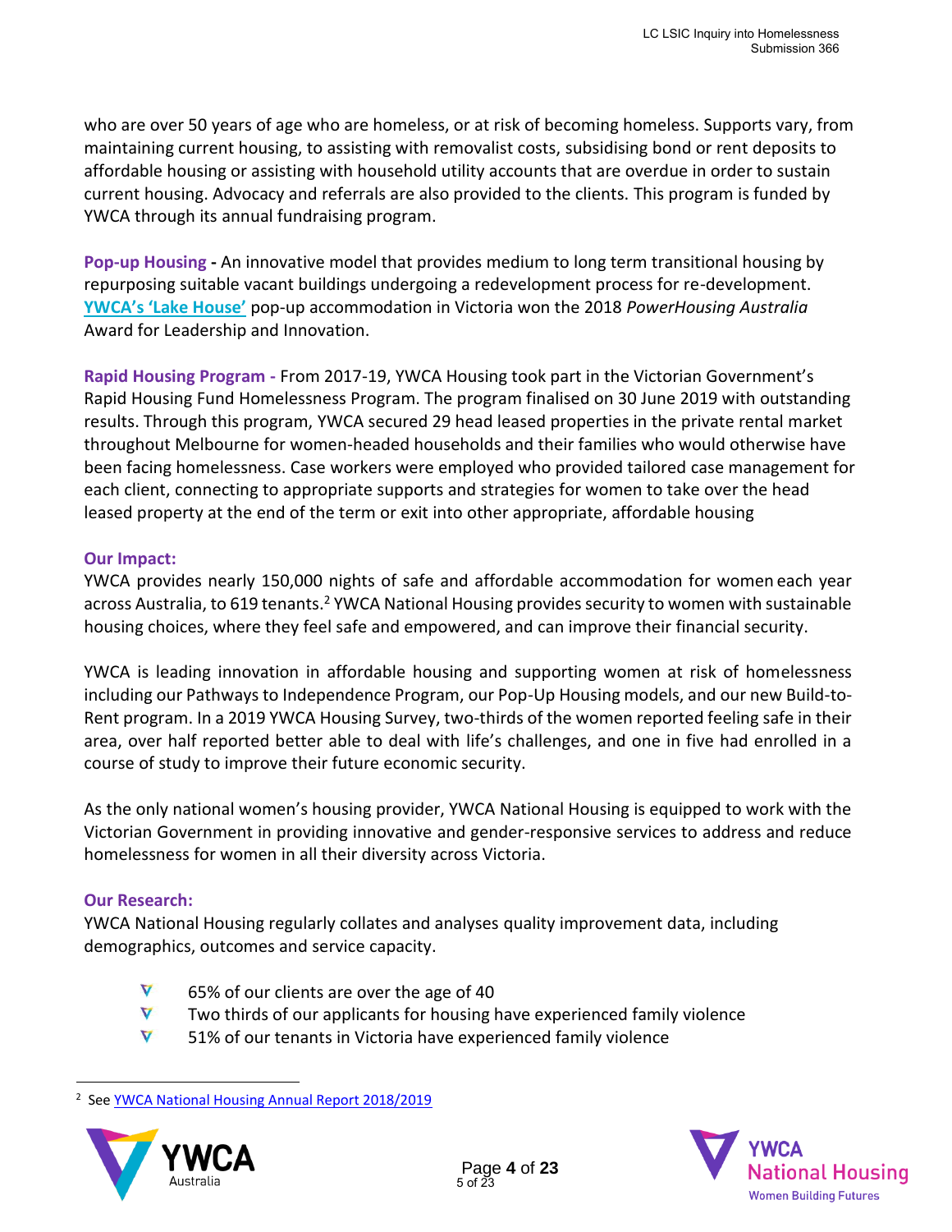who are over 50 years of age who are homeless, or at risk of becoming homeless. Supports vary, from maintaining current housing, to assisting with removalist costs, subsidising bond or rent deposits to affordable housing or assisting with household utility accounts that are overdue in order to sustain current housing. Advocacy and referrals are also provided to the clients. This program is funded by YWCA through its annual fundraising program.

**Pop-up Housing -** An innovative model that provides medium to long term transitional housing by repurposing suitable vacant buildings undergoing a redevelopment process for re-development. **YWCA's 'Lake House'** pop-up accommodation in Victoria won the 2018 *PowerHousing Australia* Award for Leadership and Innovation.

**Rapid Housing Program -** From 2017-19, YWCA Housing took part in the Victorian Government's Rapid Housing Fund Homelessness Program. The program finalised on 30 June 2019 with outstanding results. Through this program, YWCA secured 29 head leased properties in the private rental market throughout Melbourne for women-headed households and their families who would otherwise have been facing homelessness. Case workers were employed who provided tailored case management for each client, connecting to appropriate supports and strategies for women to take over the head leased property at the end of the term or exit into other appropriate, affordable housing

**Our Impact:**

YWCA provides nearly 150,000 nights of safe and affordable accommodation for women each year across Australia, to 619 tenants.[2] YWCA National Housing provides security to women with sustainable housing choices, where they feel safe and empowered, and can improve their financial security.

YWCA is leading innovation in affordable housing and supporting women at risk of homelessness including our Pathways to Independence Program, our Pop-Up Housing models, and our new Build-to-Rent program. In a 2019 YWCA Housing Survey, two-thirds of the women reported feeling safe in their area, over half reported better able to deal with life's challenges, and one in five had enrolled in a course of study to improve their future economic security.

As the only national women's housing provider, YWCA National Housing is equipped to work with the Victorian Government in providing innovative and gender-responsive services to address and reduce homelessness for women in all their diversity across Victoria.

**Our Research:**

YWCA National Housing regularly collates and analyses quality improvement data, including demographics, outcomes and service capacity.

- 65% of our clients are over the age of 40
- Two thirds of our applicants for housing have experienced family violence
- 51% of our tenants in Victoria have experienced family violence

---

[2] See YWCA National Housing Annual Report 2018/2019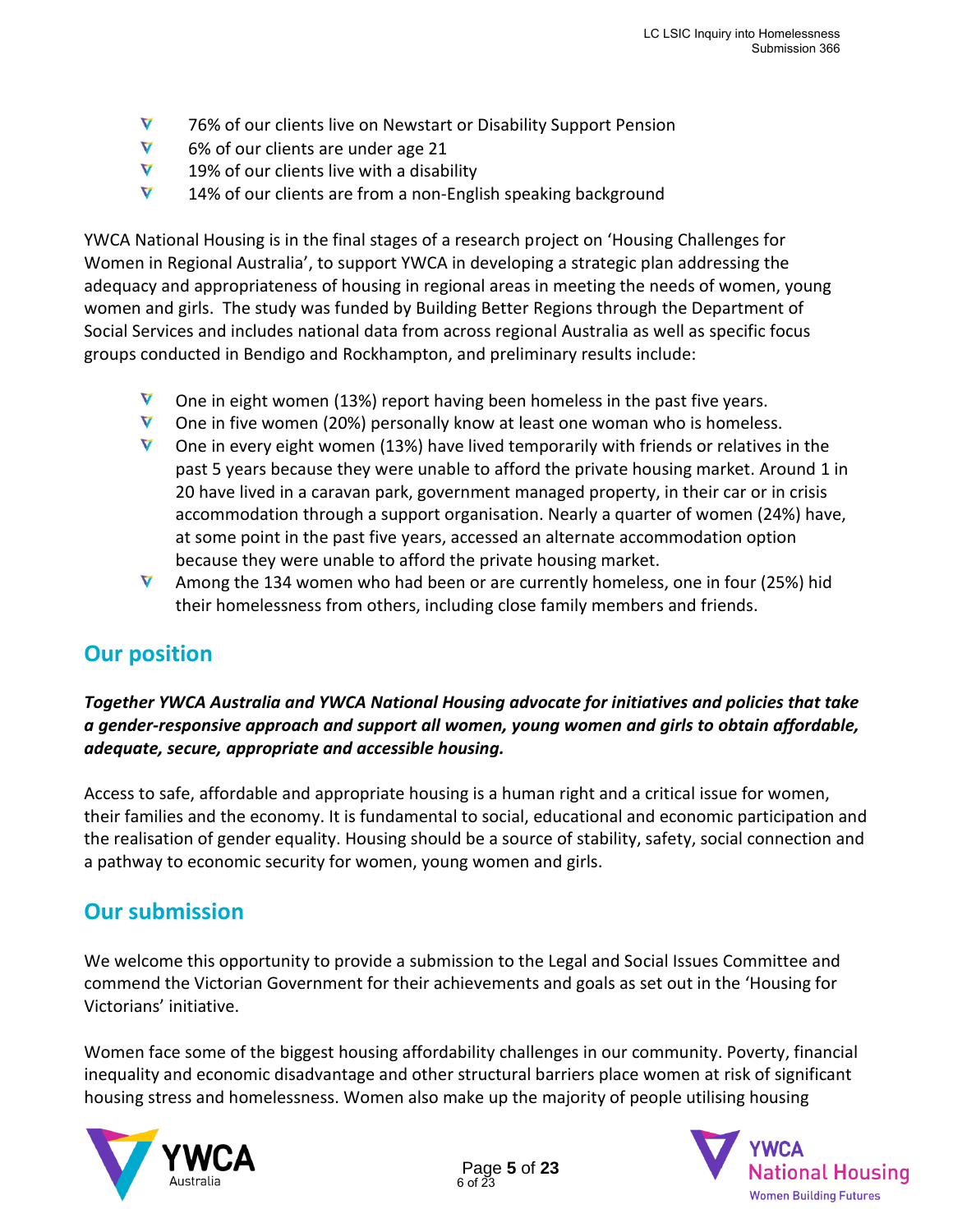- 76% of our clients live on Newstart or Disability Support Pension
- 6% of our clients are under age 21
- 19% of our clients live with a disability
- 14% of our clients are from a non-English speaking background

YWCA National Housing is in the final stages of a research project on 'Housing Challenges for Women in Regional Australia', to support YWCA in developing a strategic plan addressing the adequacy and appropriateness of housing in regional areas in meeting the needs of women, young women and girls. The study was funded by Building Better Regions through the Department of Social Services and includes national data from across regional Australia as well as specific focus groups conducted in Bendigo and Rockhampton, and preliminary results include:

- One in eight women (13%) report having been homeless in the past five years.
- One in five women (20%) personally know at least one woman who is homeless.
- One in every eight women (13%) have lived temporarily with friends or relatives in the past 5 years because they were unable to afford the private housing market. Around 1 in 20 have lived in a caravan park, government managed property, in their car or in crisis accommodation through a support organisation. Nearly a quarter of women (24%) have, at some point in the past five years, accessed an alternate accommodation option because they were unable to afford the private housing market.
- Among the 134 women who had been or are currently homeless, one in four (25%) hid their homelessness from others, including close family members and friends.

## Our position

***Together YWCA Australia and YWCA National Housing advocate for initiatives and policies that take a gender-responsive approach and support all women, young women and girls to obtain affordable, adequate, secure, appropriate and accessible housing.***

Access to safe, affordable and appropriate housing is a human right and a critical issue for women, their families and the economy. It is fundamental to social, educational and economic participation and the realisation of gender equality. Housing should be a source of stability, safety, social connection and a pathway to economic security for women, young women and girls.

## Our submission

We welcome this opportunity to provide a submission to the Legal and Social Issues Committee and commend the Victorian Government for their achievements and goals as set out in the 'Housing for Victorians' initiative.

Women face some of the biggest housing affordability challenges in our community. Poverty, financial inequality and economic disadvantage and other structural barriers place women at risk of significant housing stress and homelessness. Women also make up the majority of people utilising housing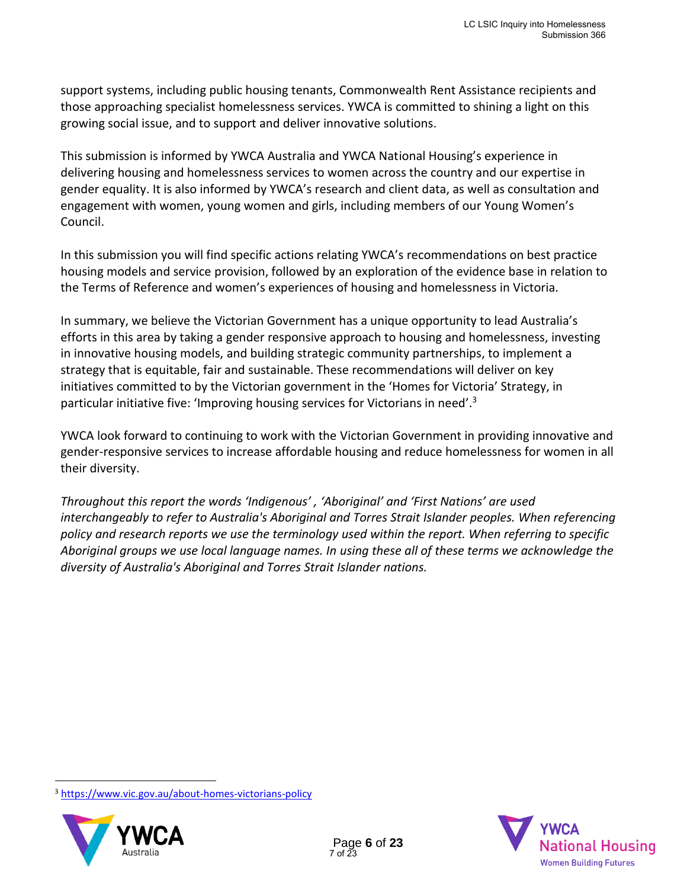support systems, including public housing tenants, Commonwealth Rent Assistance recipients and those approaching specialist homelessness services. YWCA is committed to shining a light on this growing social issue, and to support and deliver innovative solutions.

This submission is informed by YWCA Australia and YWCA National Housing's experience in delivering housing and homelessness services to women across the country and our expertise in gender equality. It is also informed by YWCA's research and client data, as well as consultation and engagement with women, young women and girls, including members of our Young Women's Council.

In this submission you will find specific actions relating YWCA's recommendations on best practice housing models and service provision, followed by an exploration of the evidence base in relation to the Terms of Reference and women's experiences of housing and homelessness in Victoria.

In summary, we believe the Victorian Government has a unique opportunity to lead Australia's efforts in this area by taking a gender responsive approach to housing and homelessness, investing in innovative housing models, and building strategic community partnerships, to implement a strategy that is equitable, fair and sustainable. These recommendations will deliver on key initiatives committed to by the Victorian government in the 'Homes for Victoria' Strategy, in particular initiative five: 'Improving housing services for Victorians in need'.[3]

YWCA look forward to continuing to work with the Victorian Government in providing innovative and gender-responsive services to increase affordable housing and reduce homelessness for women in all their diversity.

*Throughout this report the words 'Indigenous' , 'Aboriginal' and 'First Nations' are used interchangeably to refer to Australia's Aboriginal and Torres Strait Islander peoples. When referencing policy and research reports we use the terminology used within the report. When referring to specific Aboriginal groups we use local language names. In using these all of these terms we acknowledge the diversity of Australia's Aboriginal and Torres Strait Islander nations.*

---

[3] https://www.vic.gov.au/about-homes-victorians-policy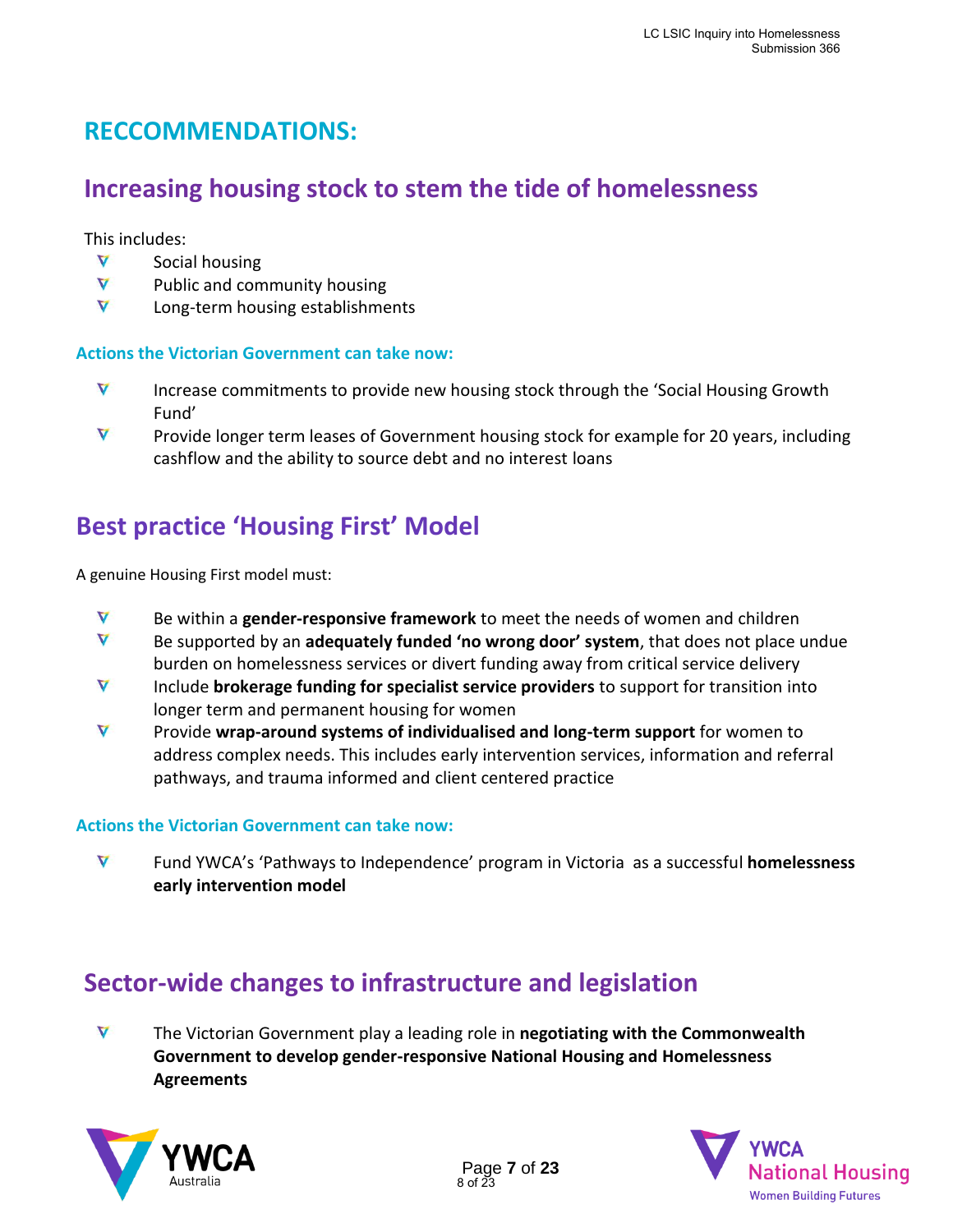# RECCOMMENDATIONS:

## Increasing housing stock to stem the tide of homelessness

This includes:

- Social housing
- Public and community housing
- Long-term housing establishments

### Actions the Victorian Government can take now:

- Increase commitments to provide new housing stock through the 'Social Housing Growth Fund'
- Provide longer term leases of Government housing stock for example for 20 years, including cashflow and the ability to source debt and no interest loans

## Best practice 'Housing First' Model

A genuine Housing First model must:

- Be within a **gender-responsive framework** to meet the needs of women and children
- Be supported by an **adequately funded 'no wrong door' system**, that does not place undue burden on homelessness services or divert funding away from critical service delivery
- Include **brokerage funding for specialist service providers** to support for transition into longer term and permanent housing for women
- Provide **wrap-around systems of individualised and long-term support** for women to address complex needs. This includes early intervention services, information and referral pathways, and trauma informed and client centered practice

### Actions the Victorian Government can take now:

- Fund YWCA's 'Pathways to Independence' program in Victoria as a successful **homelessness early intervention model**

## Sector-wide changes to infrastructure and legislation

- The Victorian Government play a leading role in **negotiating with the Commonwealth Government to develop gender-responsive National Housing and Homelessness Agreements**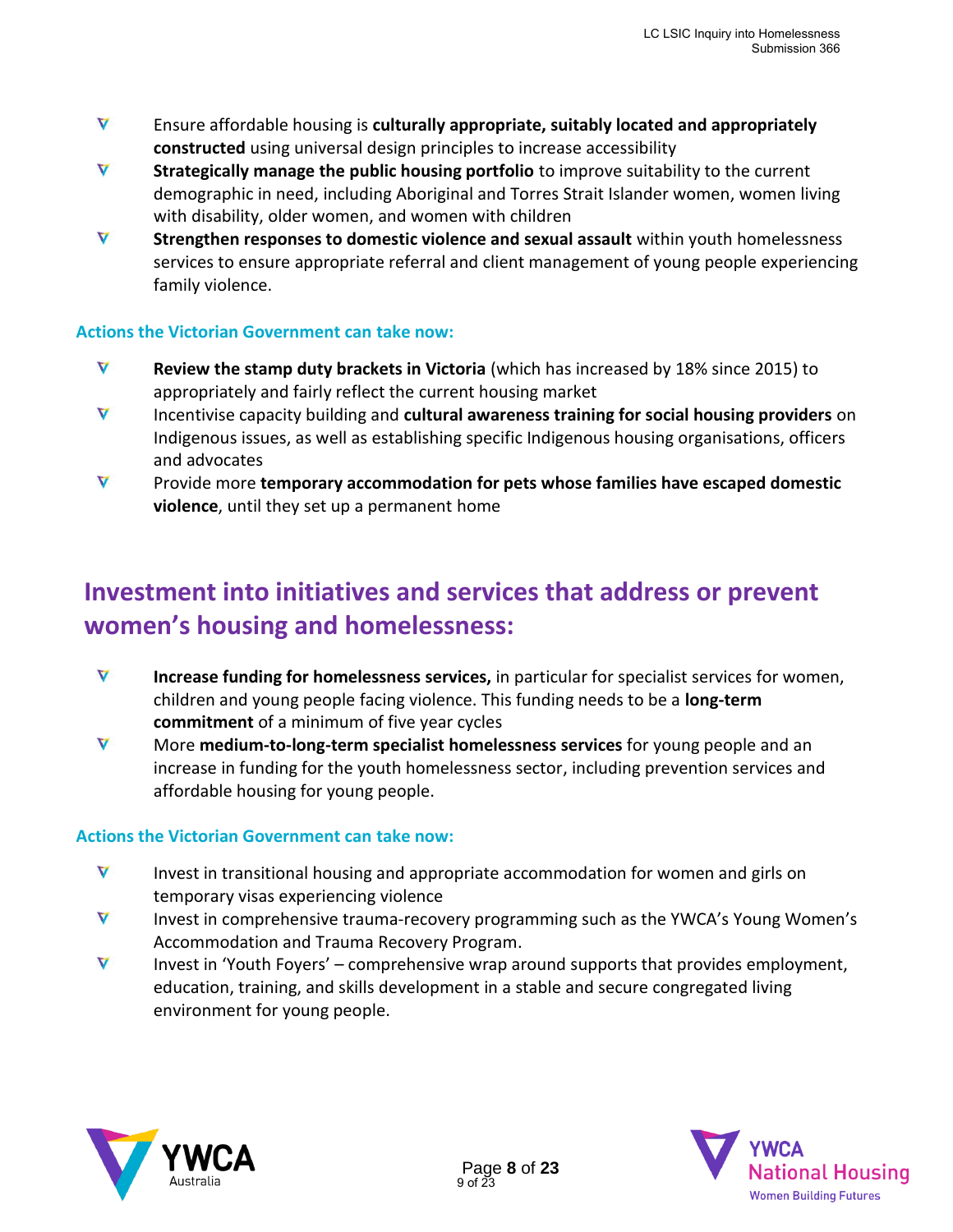- Ensure affordable housing is **culturally appropriate, suitably located and appropriately constructed** using universal design principles to increase accessibility
- **Strategically manage the public housing portfolio** to improve suitability to the current demographic in need, including Aboriginal and Torres Strait Islander women, women living with disability, older women, and women with children
- **Strengthen responses to domestic violence and sexual assault** within youth homelessness services to ensure appropriate referral and client management of young people experiencing family violence.

### Actions the Victorian Government can take now:

- **Review the stamp duty brackets in Victoria** (which has increased by 18% since 2015) to appropriately and fairly reflect the current housing market
- Incentivise capacity building and **cultural awareness training for social housing providers** on Indigenous issues, as well as establishing specific Indigenous housing organisations, officers and advocates
- Provide more **temporary accommodation for pets whose families have escaped domestic violence**, until they set up a permanent home

## Investment into initiatives and services that address or prevent women's housing and homelessness:

- **Increase funding for homelessness services,** in particular for specialist services for women, children and young people facing violence. This funding needs to be a **long-term commitment** of a minimum of five year cycles
- More **medium-to-long-term specialist homelessness services** for young people and an increase in funding for the youth homelessness sector, including prevention services and affordable housing for young people.

### Actions the Victorian Government can take now:

- Invest in transitional housing and appropriate accommodation for women and girls on temporary visas experiencing violence
- Invest in comprehensive trauma-recovery programming such as the YWCA's Young Women's Accommodation and Trauma Recovery Program.
- Invest in 'Youth Foyers' – comprehensive wrap around supports that provides employment, education, training, and skills development in a stable and secure congregated living environment for young people.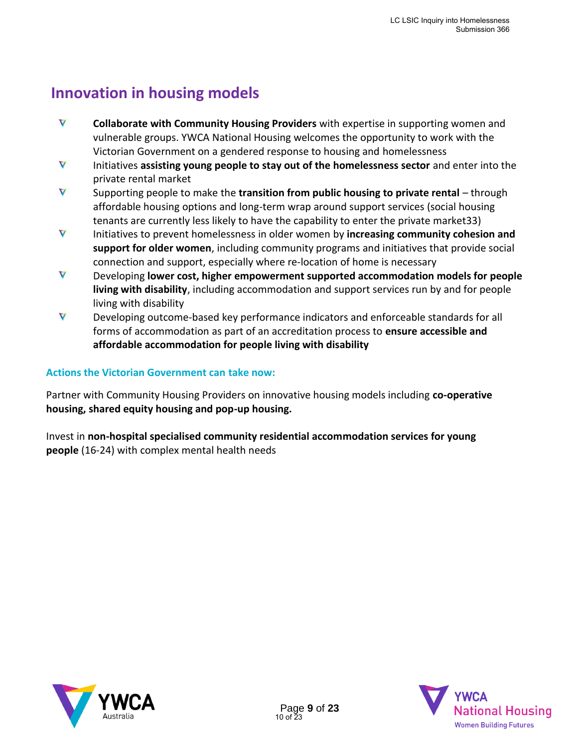## Innovation in housing models

- **Collaborate with Community Housing Providers** with expertise in supporting women and vulnerable groups. YWCA National Housing welcomes the opportunity to work with the Victorian Government on a gendered response to housing and homelessness
- Initiatives **assisting young people to stay out of the homelessness sector** and enter into the private rental market
- Supporting people to make the **transition from public housing to private rental** – through affordable housing options and long-term wrap around support services (social housing tenants are currently less likely to have the capability to enter the private market33)
- Initiatives to prevent homelessness in older women by **increasing community cohesion and support for older women**, including community programs and initiatives that provide social connection and support, especially where re-location of home is necessary
- Developing **lower cost, higher empowerment supported accommodation models for people living with disability**, including accommodation and support services run by and for people living with disability
- Developing outcome-based key performance indicators and enforceable standards for all forms of accommodation as part of an accreditation process to **ensure accessible and affordable accommodation for people living with disability**

#### Actions the Victorian Government can take now:

Partner with Community Housing Providers on innovative housing models including **co-operative housing, shared equity housing and pop-up housing.**

Invest in **non-hospital specialised community residential accommodation services for young people** (16-24) with complex mental health needs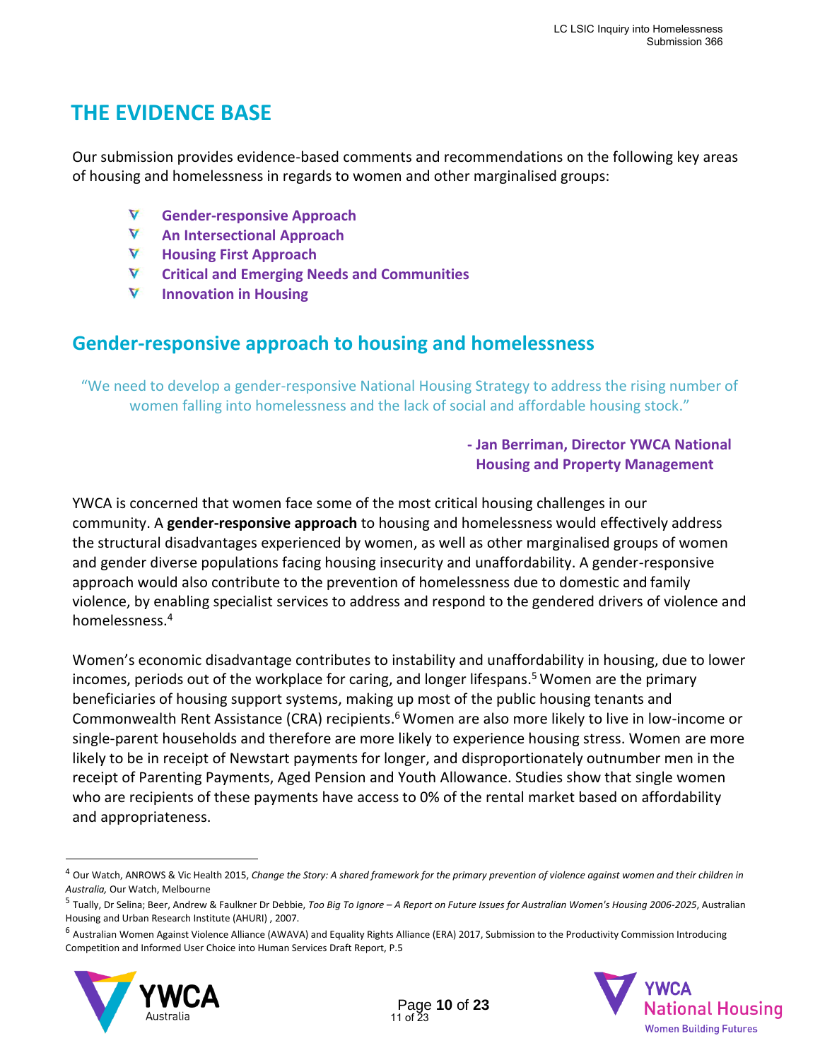# THE EVIDENCE BASE

Our submission provides evidence-based comments and recommendations on the following key areas of housing and homelessness in regards to women and other marginalised groups:

- **Gender-responsive Approach**
- **An Intersectional Approach**
- **Housing First Approach**
- **Critical and Emerging Needs and Communities**
- **Innovation in Housing**

## Gender-responsive approach to housing and homelessness

"We need to develop a gender-responsive National Housing Strategy to address the rising number of women falling into homelessness and the lack of social and affordable housing stock."

**- Jan Berriman, Director YWCA National Housing and Property Management**

YWCA is concerned that women face some of the most critical housing challenges in our community. A **gender-responsive approach** to housing and homelessness would effectively address the structural disadvantages experienced by women, as well as other marginalised groups of women and gender diverse populations facing housing insecurity and unaffordability. A gender-responsive approach would also contribute to the prevention of homelessness due to domestic and family violence, by enabling specialist services to address and respond to the gendered drivers of violence and homelessness.[4]

Women's economic disadvantage contributes to instability and unaffordability in housing, due to lower incomes, periods out of the workplace for caring, and longer lifespans.[5] Women are the primary beneficiaries of housing support systems, making up most of the public housing tenants and Commonwealth Rent Assistance (CRA) recipients.[6] Women are also more likely to live in low-income or single-parent households and therefore are more likely to experience housing stress. Women are more likely to be in receipt of Newstart payments for longer, and disproportionately outnumber men in the receipt of Parenting Payments, Aged Pension and Youth Allowance. Studies show that single women who are recipients of these payments have access to 0% of the rental market based on affordability and appropriateness.

---

[4] Our Watch, ANROWS & Vic Health 2015, *Change the Story: A shared framework for the primary prevention of violence against women and their children in Australia,* Our Watch, Melbourne

[5] Tually, Dr Selina; Beer, Andrew & Faulkner Dr Debbie, *Too Big To Ignore – A Report on Future Issues for Australian Women's Housing 2006-2025*, Australian Housing and Urban Research Institute (AHURI) , 2007.

[6] Australian Women Against Violence Alliance (AWAVA) and Equality Rights Alliance (ERA) 2017, Submission to the Productivity Commission Introducing Competition and Informed User Choice into Human Services Draft Report, P.5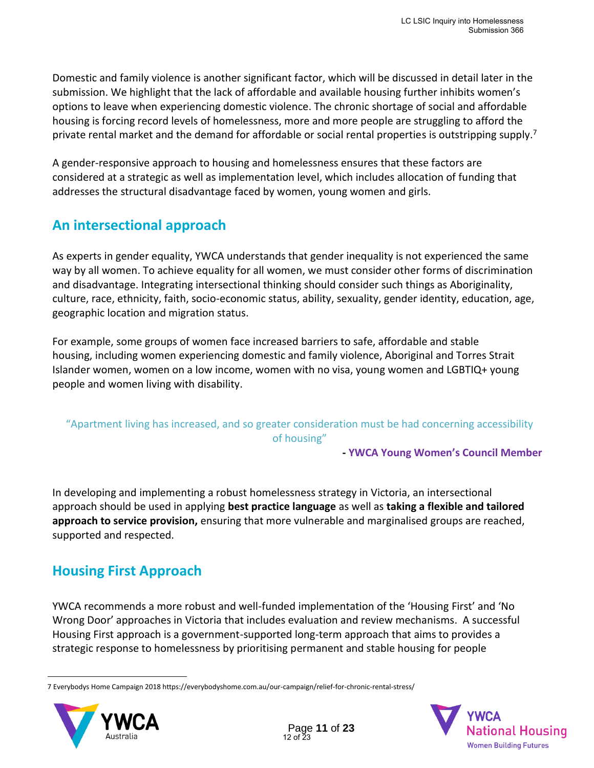Domestic and family violence is another significant factor, which will be discussed in detail later in the submission. We highlight that the lack of affordable and available housing further inhibits women's options to leave when experiencing domestic violence. The chronic shortage of social and affordable housing is forcing record levels of homelessness, more and more people are struggling to afford the private rental market and the demand for affordable or social rental properties is outstripping supply.[7]

A gender-responsive approach to housing and homelessness ensures that these factors are considered at a strategic as well as implementation level, which includes allocation of funding that addresses the structural disadvantage faced by women, young women and girls.

## An intersectional approach

As experts in gender equality, YWCA understands that gender inequality is not experienced the same way by all women. To achieve equality for all women, we must consider other forms of discrimination and disadvantage. Integrating intersectional thinking should consider such things as Aboriginality, culture, race, ethnicity, faith, socio-economic status, ability, sexuality, gender identity, education, age, geographic location and migration status.

For example, some groups of women face increased barriers to safe, affordable and stable housing, including women experiencing domestic and family violence, Aboriginal and Torres Strait Islander women, women on a low income, women with no visa, young women and LGBTIQ+ young people and women living with disability.

> "Apartment living has increased, and so greater consideration must be had concerning accessibility of housing"
>
> **- YWCA Young Women's Council Member**

In developing and implementing a robust homelessness strategy in Victoria, an intersectional approach should be used in applying **best practice language** as well as **taking a flexible and tailored approach to service provision,** ensuring that more vulnerable and marginalised groups are reached, supported and respected.

## Housing First Approach

YWCA recommends a more robust and well-funded implementation of the 'Housing First' and 'No Wrong Door' approaches in Victoria that includes evaluation and review mechanisms. A successful Housing First approach is a government-supported long-term approach that aims to provides a strategic response to homelessness by prioritising permanent and stable housing for people

---

7 Everybodys Home Campaign 2018 https://everybodyshome.com.au/our-campaign/relief-for-chronic-rental-stress/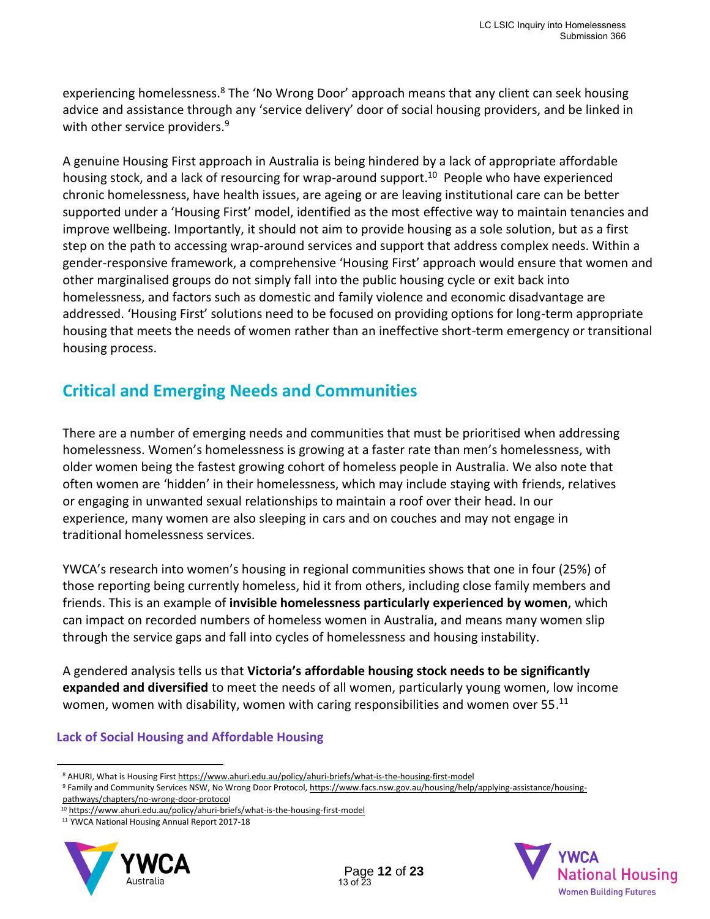experiencing homelessness.[8] The 'No Wrong Door' approach means that any client can seek housing advice and assistance through any 'service delivery' door of social housing providers, and be linked in with other service providers.[9]

A genuine Housing First approach in Australia is being hindered by a lack of appropriate affordable housing stock, and a lack of resourcing for wrap-around support.[10] People who have experienced chronic homelessness, have health issues, are ageing or are leaving institutional care can be better supported under a 'Housing First' model, identified as the most effective way to maintain tenancies and improve wellbeing. Importantly, it should not aim to provide housing as a sole solution, but as a first step on the path to accessing wrap-around services and support that address complex needs. Within a gender-responsive framework, a comprehensive 'Housing First' approach would ensure that women and other marginalised groups do not simply fall into the public housing cycle or exit back into homelessness, and factors such as domestic and family violence and economic disadvantage are addressed. 'Housing First' solutions need to be focused on providing options for long-term appropriate housing that meets the needs of women rather than an ineffective short-term emergency or transitional housing process.

## Critical and Emerging Needs and Communities

There are a number of emerging needs and communities that must be prioritised when addressing homelessness. Women's homelessness is growing at a faster rate than men's homelessness, with older women being the fastest growing cohort of homeless people in Australia. We also note that often women are 'hidden' in their homelessness, which may include staying with friends, relatives or engaging in unwanted sexual relationships to maintain a roof over their head. In our experience, many women are also sleeping in cars and on couches and may not engage in traditional homelessness services.

YWCA's research into women's housing in regional communities shows that one in four (25%) of those reporting being currently homeless, hid it from others, including close family members and friends. This is an example of **invisible homelessness particularly experienced by women**, which can impact on recorded numbers of homeless women in Australia, and means many women slip through the service gaps and fall into cycles of homelessness and housing instability.

A gendered analysis tells us that **Victoria's affordable housing stock needs to be significantly expanded and diversified** to meet the needs of all women, particularly young women, low income women, women with disability, women with caring responsibilities and women over 55.[11]

### Lack of Social Housing and Affordable Housing

---

[8] AHURI, What is Housing First https://www.ahuri.edu.au/policy/ahuri-briefs/what-is-the-housing-first-model

[9] Family and Community Services NSW, No Wrong Door Protocol, https://www.facs.nsw.gov.au/housing/help/applying-assistance/housing-pathways/chapters/no-wrong-door-protocol

[10] https://www.ahuri.edu.au/policy/ahuri-briefs/what-is-the-housing-first-model

[11] YWCA National Housing Annual Report 2017-18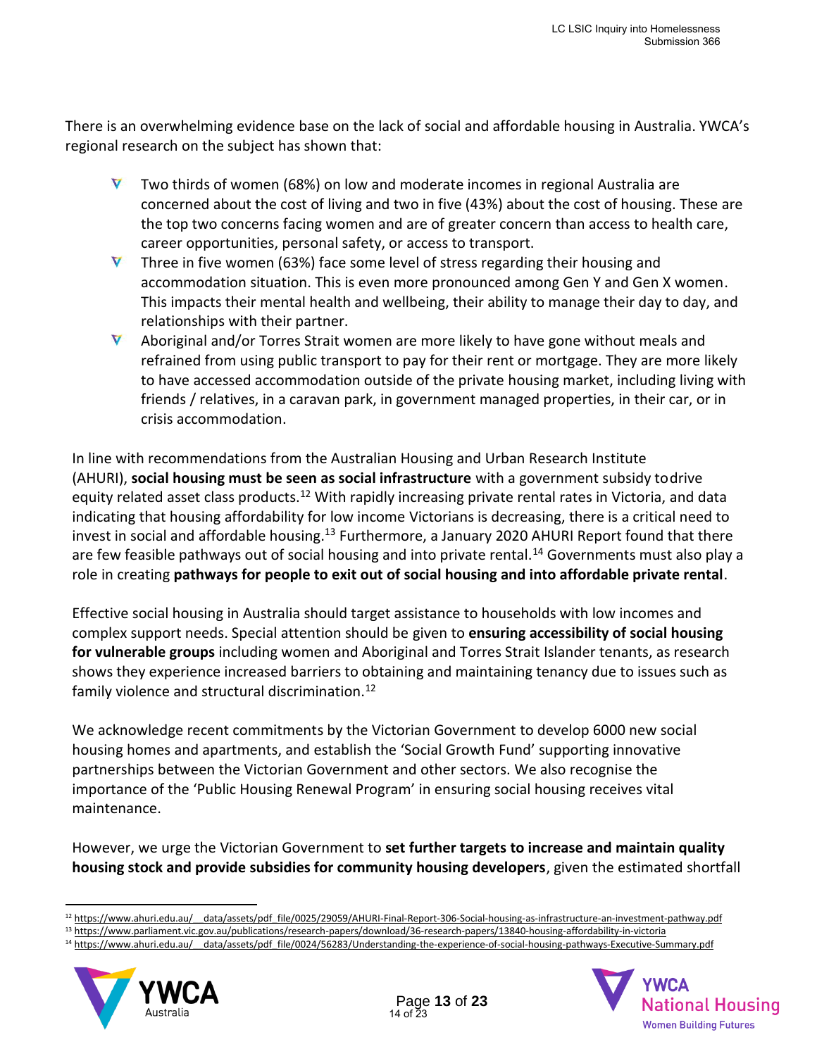There is an overwhelming evidence base on the lack of social and affordable housing in Australia. YWCA's regional research on the subject has shown that:

- Two thirds of women (68%) on low and moderate incomes in regional Australia are concerned about the cost of living and two in five (43%) about the cost of housing. These are the top two concerns facing women and are of greater concern than access to health care, career opportunities, personal safety, or access to transport.
- Three in five women (63%) face some level of stress regarding their housing and accommodation situation. This is even more pronounced among Gen Y and Gen X women. This impacts their mental health and wellbeing, their ability to manage their day to day, and relationships with their partner.
- Aboriginal and/or Torres Strait women are more likely to have gone without meals and refrained from using public transport to pay for their rent or mortgage. They are more likely to have accessed accommodation outside of the private housing market, including living with friends / relatives, in a caravan park, in government managed properties, in their car, or in crisis accommodation.

In line with recommendations from the Australian Housing and Urban Research Institute (AHURI), **social housing must be seen as social infrastructure** with a government subsidy to drive equity related asset class products.[12] With rapidly increasing private rental rates in Victoria, and data indicating that housing affordability for low income Victorians is decreasing, there is a critical need to invest in social and affordable housing.[13] Furthermore, a January 2020 AHURI Report found that there are few feasible pathways out of social housing and into private rental.[14] Governments must also play a role in creating **pathways for people to exit out of social housing and into affordable private rental**.

Effective social housing in Australia should target assistance to households with low incomes and complex support needs. Special attention should be given to **ensuring accessibility of social housing for vulnerable groups** including women and Aboriginal and Torres Strait Islander tenants, as research shows they experience increased barriers to obtaining and maintaining tenancy due to issues such as family violence and structural discrimination.[12]

We acknowledge recent commitments by the Victorian Government to develop 6000 new social housing homes and apartments, and establish the 'Social Growth Fund' supporting innovative partnerships between the Victorian Government and other sectors. We also recognise the importance of the 'Public Housing Renewal Program' in ensuring social housing receives vital maintenance.

However, we urge the Victorian Government to **set further targets to increase and maintain quality housing stock and provide subsidies for community housing developers**, given the estimated shortfall

---

[12] https://www.ahuri.edu.au/__data/assets/pdf_file/0025/29059/AHURI-Final-Report-306-Social-housing-as-infrastructure-an-investment-pathway.pdf

[13] https://www.parliament.vic.gov.au/publications/research-papers/download/36-research-papers/13840-housing-affordability-in-victoria

[14] https://www.ahuri.edu.au/__data/assets/pdf_file/0024/56283/Understanding-the-experience-of-social-housing-pathways-Executive-Summary.pdf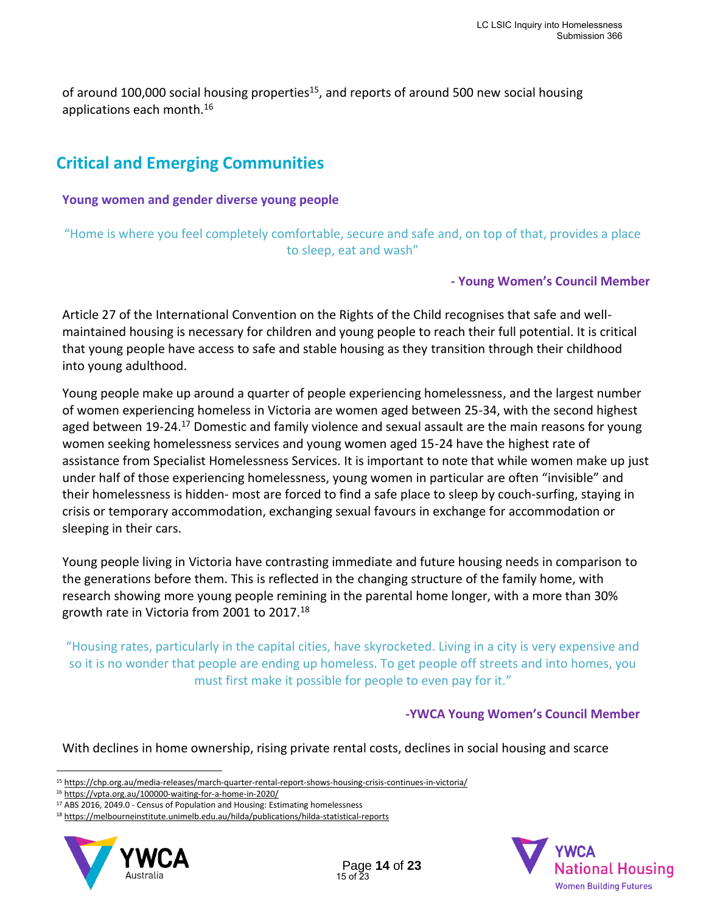of around 100,000 social housing properties[15], and reports of around 500 new social housing applications each month.[16]

## Critical and Emerging Communities

### Young women and gender diverse young people

"Home is where you feel completely comfortable, secure and safe and, on top of that, provides a place to sleep, eat and wash"

**- Young Women's Council Member**

Article 27 of the International Convention on the Rights of the Child recognises that safe and well-maintained housing is necessary for children and young people to reach their full potential. It is critical that young people have access to safe and stable housing as they transition through their childhood into young adulthood.

Young people make up around a quarter of people experiencing homelessness, and the largest number of women experiencing homeless in Victoria are women aged between 25-34, with the second highest aged between 19-24.[17] Domestic and family violence and sexual assault are the main reasons for young women seeking homelessness services and young women aged 15-24 have the highest rate of assistance from Specialist Homelessness Services. It is important to note that while women make up just under half of those experiencing homelessness, young women in particular are often "invisible" and their homelessness is hidden- most are forced to find a safe place to sleep by couch-surfing, staying in crisis or temporary accommodation, exchanging sexual favours in exchange for accommodation or sleeping in their cars.

Young people living in Victoria have contrasting immediate and future housing needs in comparison to the generations before them. This is reflected in the changing structure of the family home, with research showing more young people remining in the parental home longer, with a more than 30% growth rate in Victoria from 2001 to 2017.[18]

"Housing rates, particularly in the capital cities, have skyrocketed. Living in a city is very expensive and so it is no wonder that people are ending up homeless. To get people off streets and into homes, you must first make it possible for people to even pay for it."

**-YWCA Young Women's Council Member**

With declines in home ownership, rising private rental costs, declines in social housing and scarce

---

[15] https://chp.org.au/media-releases/march-quarter-rental-report-shows-housing-crisis-continues-in-victoria/

[16] https://vpta.org.au/100000-waiting-for-a-home-in-2020/

[17] ABS 2016, 2049.0 - Census of Population and Housing: Estimating homelessness

[18] https://melbourneinstitute.unimelb.edu.au/hilda/publications/hilda-statistical-reports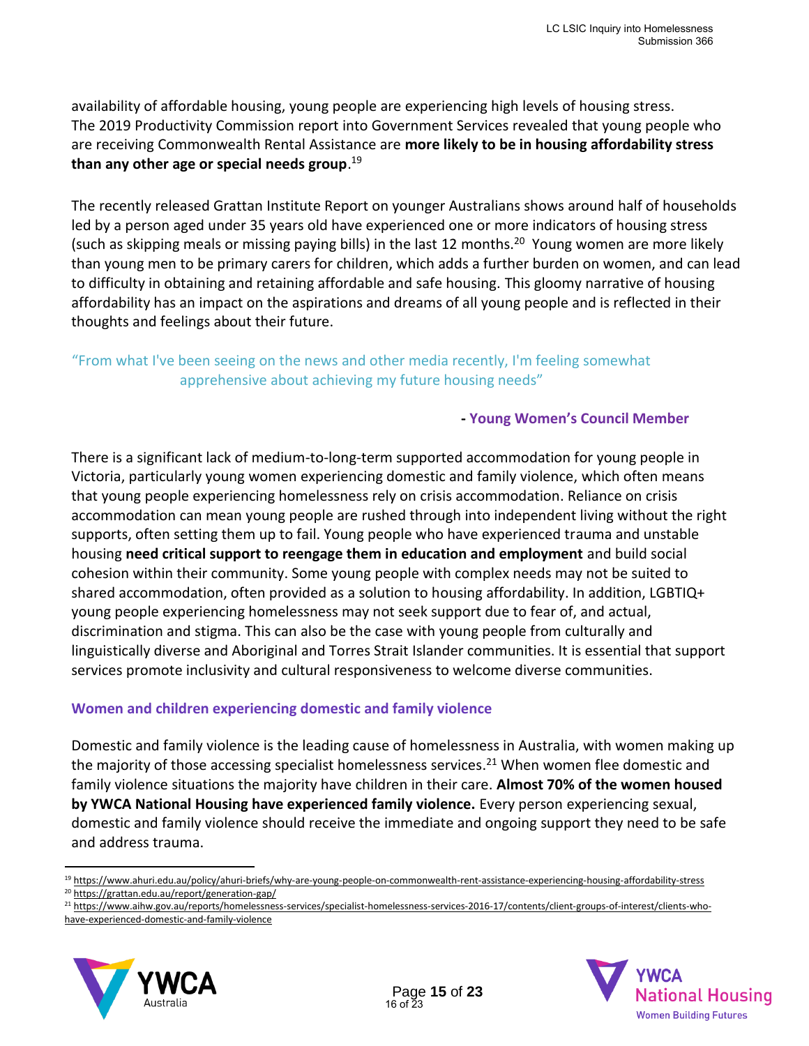availability of affordable housing, young people are experiencing high levels of housing stress. The 2019 Productivity Commission report into Government Services revealed that young people who are receiving Commonwealth Rental Assistance are **more likely to be in housing affordability stress than any other age or special needs group**.[19]

The recently released Grattan Institute Report on younger Australians shows around half of households led by a person aged under 35 years old have experienced one or more indicators of housing stress (such as skipping meals or missing paying bills) in the last 12 months.[20] Young women are more likely than young men to be primary carers for children, which adds a further burden on women, and can lead to difficulty in obtaining and retaining affordable and safe housing. This gloomy narrative of housing affordability has an impact on the aspirations and dreams of all young people and is reflected in their thoughts and feelings about their future.

> "From what I've been seeing on the news and other media recently, I'm feeling somewhat apprehensive about achieving my future housing needs"
>
> **- Young Women's Council Member**

There is a significant lack of medium-to-long-term supported accommodation for young people in Victoria, particularly young women experiencing domestic and family violence, which often means that young people experiencing homelessness rely on crisis accommodation. Reliance on crisis accommodation can mean young people are rushed through into independent living without the right supports, often setting them up to fail. Young people who have experienced trauma and unstable housing **need critical support to reengage them in education and employment** and build social cohesion within their community. Some young people with complex needs may not be suited to shared accommodation, often provided as a solution to housing affordability. In addition, LGBTIQ+ young people experiencing homelessness may not seek support due to fear of, and actual, discrimination and stigma. This can also be the case with young people from culturally and linguistically diverse and Aboriginal and Torres Strait Islander communities. It is essential that support services promote inclusivity and cultural responsiveness to welcome diverse communities.

### Women and children experiencing domestic and family violence

Domestic and family violence is the leading cause of homelessness in Australia, with women making up the majority of those accessing specialist homelessness services.[21] When women flee domestic and family violence situations the majority have children in their care. **Almost 70% of the women housed by YWCA National Housing have experienced family violence.** Every person experiencing sexual, domestic and family violence should receive the immediate and ongoing support they need to be safe and address trauma.

---

[19] https://www.ahuri.edu.au/policy/ahuri-briefs/why-are-young-people-on-commonwealth-rent-assistance-experiencing-housing-affordability-stress

[20] https://grattan.edu.au/report/generation-gap/

[21] https://www.aihw.gov.au/reports/homelessness-services/specialist-homelessness-services-2016-17/contents/client-groups-of-interest/clients-who-have-experienced-domestic-and-family-violence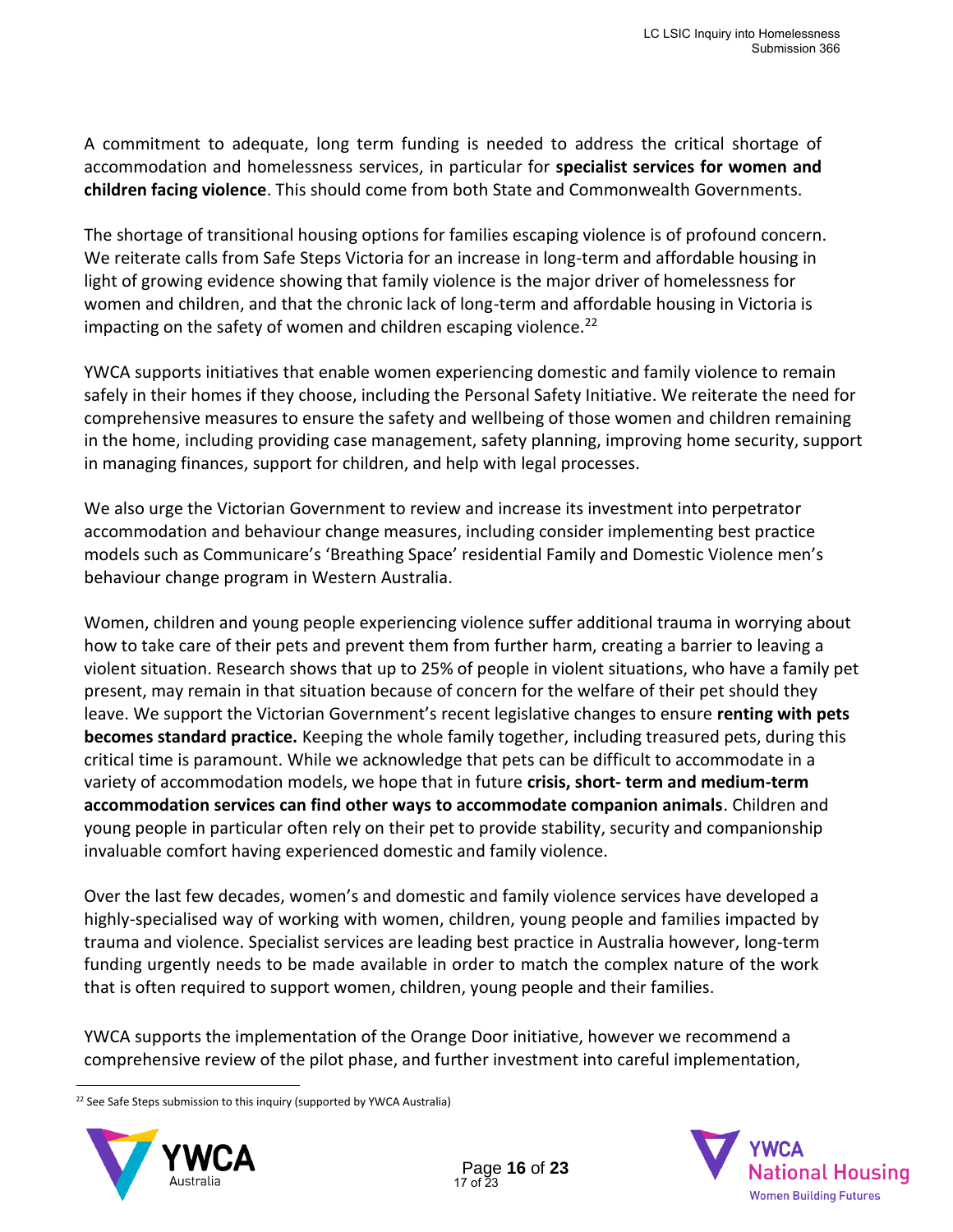A commitment to adequate, long term funding is needed to address the critical shortage of accommodation and homelessness services, in particular for **specialist services for women and children facing violence**. This should come from both State and Commonwealth Governments.

The shortage of transitional housing options for families escaping violence is of profound concern. We reiterate calls from Safe Steps Victoria for an increase in long-term and affordable housing in light of growing evidence showing that family violence is the major driver of homelessness for women and children, and that the chronic lack of long-term and affordable housing in Victoria is impacting on the safety of women and children escaping violence.[22]

YWCA supports initiatives that enable women experiencing domestic and family violence to remain safely in their homes if they choose, including the Personal Safety Initiative. We reiterate the need for comprehensive measures to ensure the safety and wellbeing of those women and children remaining in the home, including providing case management, safety planning, improving home security, support in managing finances, support for children, and help with legal processes.

We also urge the Victorian Government to review and increase its investment into perpetrator accommodation and behaviour change measures, including consider implementing best practice models such as Communicare's 'Breathing Space' residential Family and Domestic Violence men's behaviour change program in Western Australia.

Women, children and young people experiencing violence suffer additional trauma in worrying about how to take care of their pets and prevent them from further harm, creating a barrier to leaving a violent situation. Research shows that up to 25% of people in violent situations, who have a family pet present, may remain in that situation because of concern for the welfare of their pet should they leave. We support the Victorian Government's recent legislative changes to ensure **renting with pets becomes standard practice.** Keeping the whole family together, including treasured pets, during this critical time is paramount. While we acknowledge that pets can be difficult to accommodate in a variety of accommodation models, we hope that in future **crisis, short- term and medium-term accommodation services can find other ways to accommodate companion animals**. Children and young people in particular often rely on their pet to provide stability, security and companionship invaluable comfort having experienced domestic and family violence.

Over the last few decades, women's and domestic and family violence services have developed a highly-specialised way of working with women, children, young people and families impacted by trauma and violence. Specialist services are leading best practice in Australia however, long-term funding urgently needs to be made available in order to match the complex nature of the work that is often required to support women, children, young people and their families.

YWCA supports the implementation of the Orange Door initiative, however we recommend a comprehensive review of the pilot phase, and further investment into careful implementation,

[22] See Safe Steps submission to this inquiry (supported by YWCA Australia)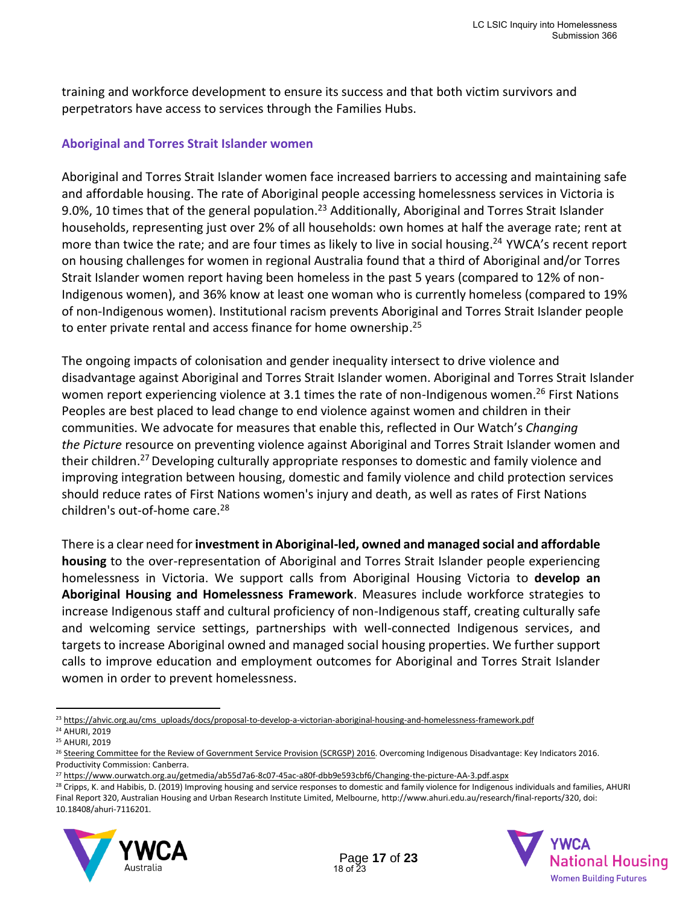training and workforce development to ensure its success and that both victim survivors and perpetrators have access to services through the Families Hubs.

## Aboriginal and Torres Strait Islander women

Aboriginal and Torres Strait Islander women face increased barriers to accessing and maintaining safe and affordable housing. The rate of Aboriginal people accessing homelessness services in Victoria is 9.0%, 10 times that of the general population.[23] Additionally, Aboriginal and Torres Strait Islander households, representing just over 2% of all households: own homes at half the average rate; rent at more than twice the rate; and are four times as likely to live in social housing.[24] YWCA's recent report on housing challenges for women in regional Australia found that a third of Aboriginal and/or Torres Strait Islander women report having been homeless in the past 5 years (compared to 12% of non-Indigenous women), and 36% know at least one woman who is currently homeless (compared to 19% of non-Indigenous women). Institutional racism prevents Aboriginal and Torres Strait Islander people to enter private rental and access finance for home ownership.[25]

The ongoing impacts of colonisation and gender inequality intersect to drive violence and disadvantage against Aboriginal and Torres Strait Islander women. Aboriginal and Torres Strait Islander women report experiencing violence at 3.1 times the rate of non-Indigenous women.[26] First Nations Peoples are best placed to lead change to end violence against women and children in their communities. We advocate for measures that enable this, reflected in Our Watch's *Changing the Picture* resource on preventing violence against Aboriginal and Torres Strait Islander women and their children.[27] Developing culturally appropriate responses to domestic and family violence and improving integration between housing, domestic and family violence and child protection services should reduce rates of First Nations women's injury and death, as well as rates of First Nations children's out-of-home care.[28]

There is a clear need for **investment in Aboriginal-led, owned and managed social and affordable housing** to the over-representation of Aboriginal and Torres Strait Islander people experiencing homelessness in Victoria. We support calls from Aboriginal Housing Victoria to **develop an Aboriginal Housing and Homelessness Framework**. Measures include workforce strategies to increase Indigenous staff and cultural proficiency of non-Indigenous staff, creating culturally safe and welcoming service settings, partnerships with well-connected Indigenous services, and targets to increase Aboriginal owned and managed social housing properties. We further support calls to improve education and employment outcomes for Aboriginal and Torres Strait Islander women in order to prevent homelessness.

---

[23] https://ahvic.org.au/cms_uploads/docs/proposal-to-develop-a-victorian-aboriginal-housing-and-homelessness-framework.pdf

[24] AHURI, 2019

[25] AHURI, 2019

[26] Steering Committee for the Review of Government Service Provision (SCRGSP) 2016. Overcoming Indigenous Disadvantage: Key Indicators 2016. Productivity Commission: Canberra.

[27] https://www.ourwatch.org.au/getmedia/ab55d7a6-8c07-45ac-a80f-dbb9e593cbf6/Changing-the-picture-AA-3.pdf.aspx

[28] Cripps, K. and Habibis, D. (2019) Improving housing and service responses to domestic and family violence for Indigenous individuals and families, AHURI Final Report 320, Australian Housing and Urban Research Institute Limited, Melbourne, http://www.ahuri.edu.au/research/final-reports/320, doi: 10.18408/ahuri-7116201.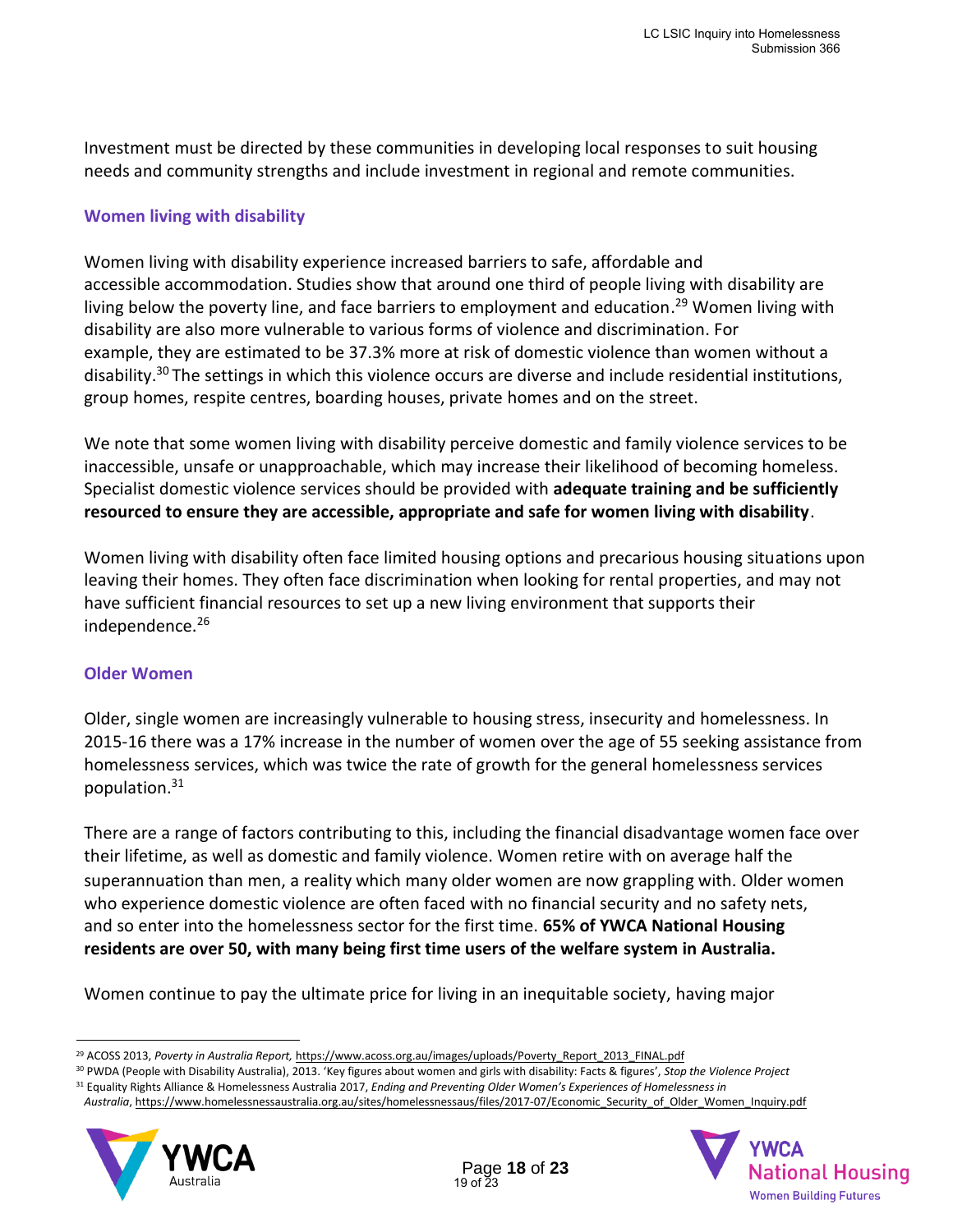Investment must be directed by these communities in developing local responses to suit housing needs and community strengths and include investment in regional and remote communities.

### Women living with disability

Women living with disability experience increased barriers to safe, affordable and accessible accommodation. Studies show that around one third of people living with disability are living below the poverty line, and face barriers to employment and education.[29] Women living with disability are also more vulnerable to various forms of violence and discrimination. For example, they are estimated to be 37.3% more at risk of domestic violence than women without a disability.[30] The settings in which this violence occurs are diverse and include residential institutions, group homes, respite centres, boarding houses, private homes and on the street.

We note that some women living with disability perceive domestic and family violence services to be inaccessible, unsafe or unapproachable, which may increase their likelihood of becoming homeless. Specialist domestic violence services should be provided with **adequate training and be sufficiently resourced to ensure they are accessible, appropriate and safe for women living with disability**.

Women living with disability often face limited housing options and precarious housing situations upon leaving their homes. They often face discrimination when looking for rental properties, and may not have sufficient financial resources to set up a new living environment that supports their independence.[26]

### Older Women

Older, single women are increasingly vulnerable to housing stress, insecurity and homelessness. In 2015-16 there was a 17% increase in the number of women over the age of 55 seeking assistance from homelessness services, which was twice the rate of growth for the general homelessness services population.[31]

There are a range of factors contributing to this, including the financial disadvantage women face over their lifetime, as well as domestic and family violence. Women retire with on average half the superannuation than men, a reality which many older women are now grappling with. Older women who experience domestic violence are often faced with no financial security and no safety nets, and so enter into the homelessness sector for the first time. **65% of YWCA National Housing residents are over 50, with many being first time users of the welfare system in Australia.**

Women continue to pay the ultimate price for living in an inequitable society, having major

---

[29] ACOSS 2013, *Poverty in Australia Report,* https://www.acoss.org.au/images/uploads/Poverty_Report_2013_FINAL.pdf

[30] PWDA (People with Disability Australia), 2013. 'Key figures about women and girls with disability: Facts & figures', *Stop the Violence Project*

[31] Equality Rights Alliance & Homelessness Australia 2017, *Ending and Preventing Older Women's Experiences of Homelessness in Australia*, https://www.homelessnessaustralia.org.au/sites/homelessnessaus/files/2017-07/Economic_Security_of_Older_Women_Inquiry.pdf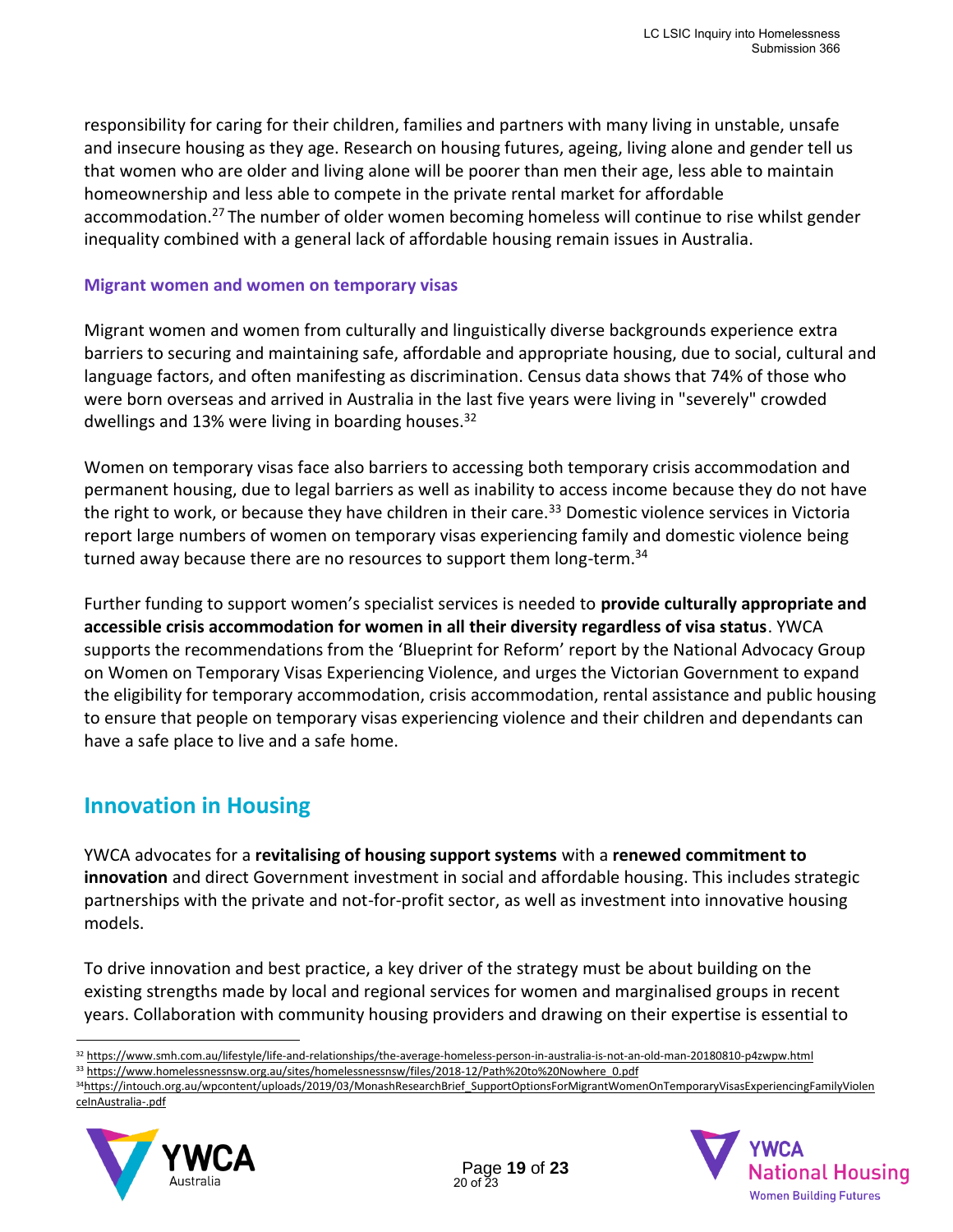responsibility for caring for their children, families and partners with many living in unstable, unsafe and insecure housing as they age. Research on housing futures, ageing, living alone and gender tell us that women who are older and living alone will be poorer than men their age, less able to maintain homeownership and less able to compete in the private rental market for affordable accommodation.[27] The number of older women becoming homeless will continue to rise whilst gender inequality combined with a general lack of affordable housing remain issues in Australia.

### Migrant women and women on temporary visas

Migrant women and women from culturally and linguistically diverse backgrounds experience extra barriers to securing and maintaining safe, affordable and appropriate housing, due to social, cultural and language factors, and often manifesting as discrimination. Census data shows that 74% of those who were born overseas and arrived in Australia in the last five years were living in "severely" crowded dwellings and 13% were living in boarding houses.[32]

Women on temporary visas face also barriers to accessing both temporary crisis accommodation and permanent housing, due to legal barriers as well as inability to access income because they do not have the right to work, or because they have children in their care.[33] Domestic violence services in Victoria report large numbers of women on temporary visas experiencing family and domestic violence being turned away because there are no resources to support them long-term.[34]

Further funding to support women's specialist services is needed to **provide culturally appropriate and accessible crisis accommodation for women in all their diversity regardless of visa status**. YWCA supports the recommendations from the 'Blueprint for Reform' report by the National Advocacy Group on Women on Temporary Visas Experiencing Violence, and urges the Victorian Government to expand the eligibility for temporary accommodation, crisis accommodation, rental assistance and public housing to ensure that people on temporary visas experiencing violence and their children and dependants can have a safe place to live and a safe home.

## Innovation in Housing

YWCA advocates for a **revitalising of housing support systems** with a **renewed commitment to innovation** and direct Government investment in social and affordable housing. This includes strategic partnerships with the private and not-for-profit sector, as well as investment into innovative housing models.

To drive innovation and best practice, a key driver of the strategy must be about building on the existing strengths made by local and regional services for women and marginalised groups in recent years. Collaboration with community housing providers and drawing on their expertise is essential to

---

[32] https://www.smh.com.au/lifestyle/life-and-relationships/the-average-homeless-person-in-australia-is-not-an-old-man-20180810-p4zwpw.html

[33] https://www.homelessnessnsw.org.au/sites/homelessnessnsw/files/2018-12/Path%20to%20Nowhere_0.pdf

[34] https://intouch.org.au/wpcontent/uploads/2019/03/MonashResearchBrief_SupportOptionsForMigrantWomenOnTemporaryVisasExperiencingFamilyViolenceInAustralia-.pdf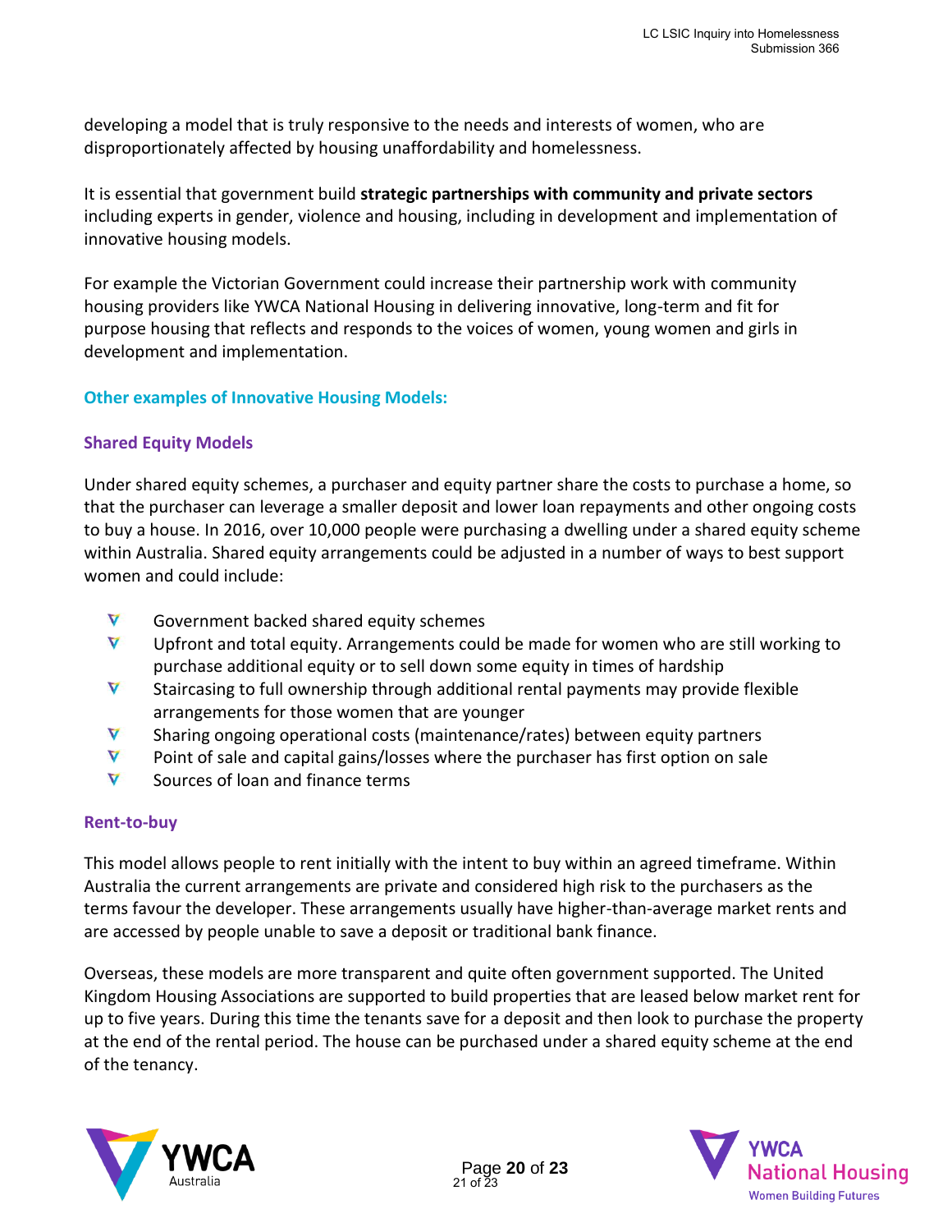developing a model that is truly responsive to the needs and interests of women, who are disproportionately affected by housing unaffordability and homelessness.

It is essential that government build **strategic partnerships with community and private sectors** including experts in gender, violence and housing, including in development and implementation of innovative housing models.

For example the Victorian Government could increase their partnership work with community housing providers like YWCA National Housing in delivering innovative, long-term and fit for purpose housing that reflects and responds to the voices of women, young women and girls in development and implementation.

### Other examples of Innovative Housing Models:

#### Shared Equity Models

Under shared equity schemes, a purchaser and equity partner share the costs to purchase a home, so that the purchaser can leverage a smaller deposit and lower loan repayments and other ongoing costs to buy a house. In 2016, over 10,000 people were purchasing a dwelling under a shared equity scheme within Australia. Shared equity arrangements could be adjusted in a number of ways to best support women and could include:

- Government backed shared equity schemes
- Upfront and total equity. Arrangements could be made for women who are still working to purchase additional equity or to sell down some equity in times of hardship
- Staircasing to full ownership through additional rental payments may provide flexible arrangements for those women that are younger
- Sharing ongoing operational costs (maintenance/rates) between equity partners
- Point of sale and capital gains/losses where the purchaser has first option on sale
- Sources of loan and finance terms

#### Rent-to-buy

This model allows people to rent initially with the intent to buy within an agreed timeframe. Within Australia the current arrangements are private and considered high risk to the purchasers as the terms favour the developer. These arrangements usually have higher-than-average market rents and are accessed by people unable to save a deposit or traditional bank finance.

Overseas, these models are more transparent and quite often government supported. The United Kingdom Housing Associations are supported to build properties that are leased below market rent for up to five years. During this time the tenants save for a deposit and then look to purchase the property at the end of the rental period. The house can be purchased under a shared equity scheme at the end of the tenancy.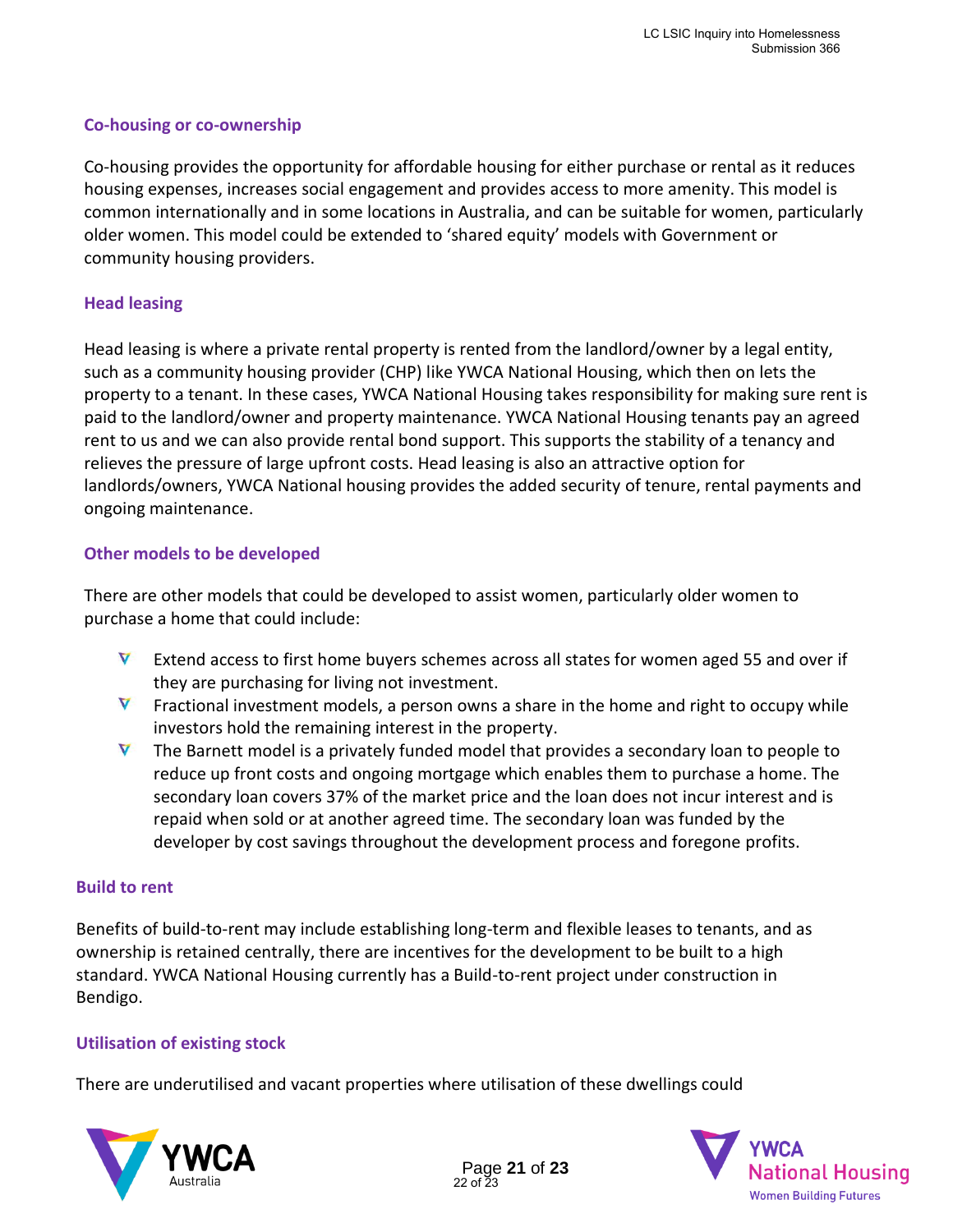### Co-housing or co-ownership

Co-housing provides the opportunity for affordable housing for either purchase or rental as it reduces housing expenses, increases social engagement and provides access to more amenity. This model is common internationally and in some locations in Australia, and can be suitable for women, particularly older women. This model could be extended to 'shared equity' models with Government or community housing providers.

### Head leasing

Head leasing is where a private rental property is rented from the landlord/owner by a legal entity, such as a community housing provider (CHP) like YWCA National Housing, which then on lets the property to a tenant. In these cases, YWCA National Housing takes responsibility for making sure rent is paid to the landlord/owner and property maintenance. YWCA National Housing tenants pay an agreed rent to us and we can also provide rental bond support. This supports the stability of a tenancy and relieves the pressure of large upfront costs. Head leasing is also an attractive option for landlords/owners, YWCA National housing provides the added security of tenure, rental payments and ongoing maintenance.

### Other models to be developed

There are other models that could be developed to assist women, particularly older women to purchase a home that could include:

- Extend access to first home buyers schemes across all states for women aged 55 and over if they are purchasing for living not investment.
- Fractional investment models, a person owns a share in the home and right to occupy while investors hold the remaining interest in the property.
- The Barnett model is a privately funded model that provides a secondary loan to people to reduce up front costs and ongoing mortgage which enables them to purchase a home. The secondary loan covers 37% of the market price and the loan does not incur interest and is repaid when sold or at another agreed time. The secondary loan was funded by the developer by cost savings throughout the development process and foregone profits.

### Build to rent

Benefits of build-to-rent may include establishing long-term and flexible leases to tenants, and as ownership is retained centrally, there are incentives for the development to be built to a high standard. YWCA National Housing currently has a Build-to-rent project under construction in Bendigo.

### Utilisation of existing stock

There are underutilised and vacant properties where utilisation of these dwellings could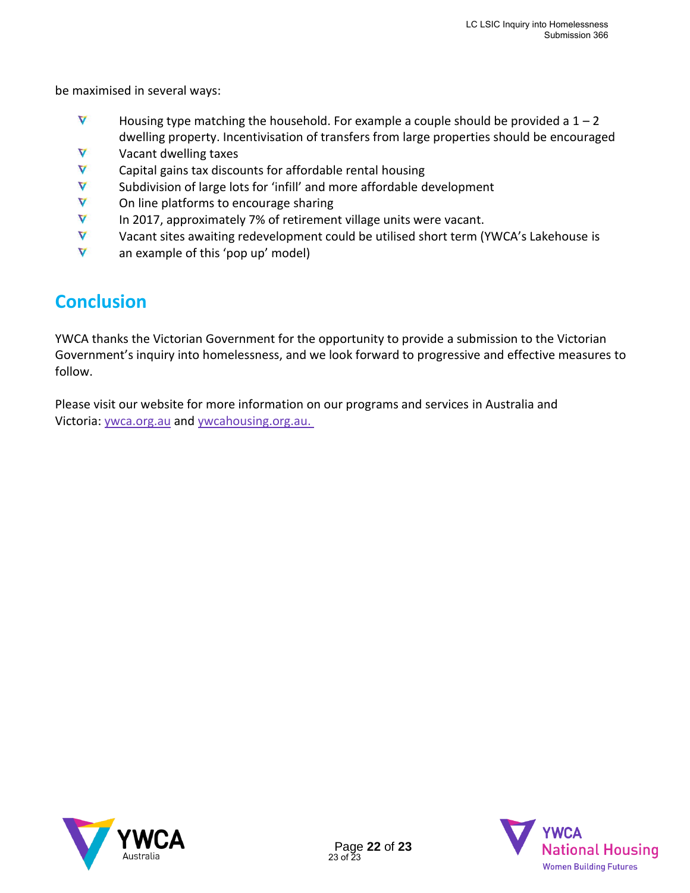be maximised in several ways:

- Housing type matching the household. For example a couple should be provided a 1 – 2 dwelling property. Incentivisation of transfers from large properties should be encouraged
- Vacant dwelling taxes
- Capital gains tax discounts for affordable rental housing
- Subdivision of large lots for 'infill' and more affordable development
- On line platforms to encourage sharing
- In 2017, approximately 7% of retirement village units were vacant.
- Vacant sites awaiting redevelopment could be utilised short term (YWCA's Lakehouse is
- an example of this 'pop up' model)

## Conclusion

YWCA thanks the Victorian Government for the opportunity to provide a submission to the Victorian Government's inquiry into homelessness, and we look forward to progressive and effective measures to follow.

Please visit our website for more information on our programs and services in Australia and Victoria: ywca.org.au and ywcahousing.org.au.